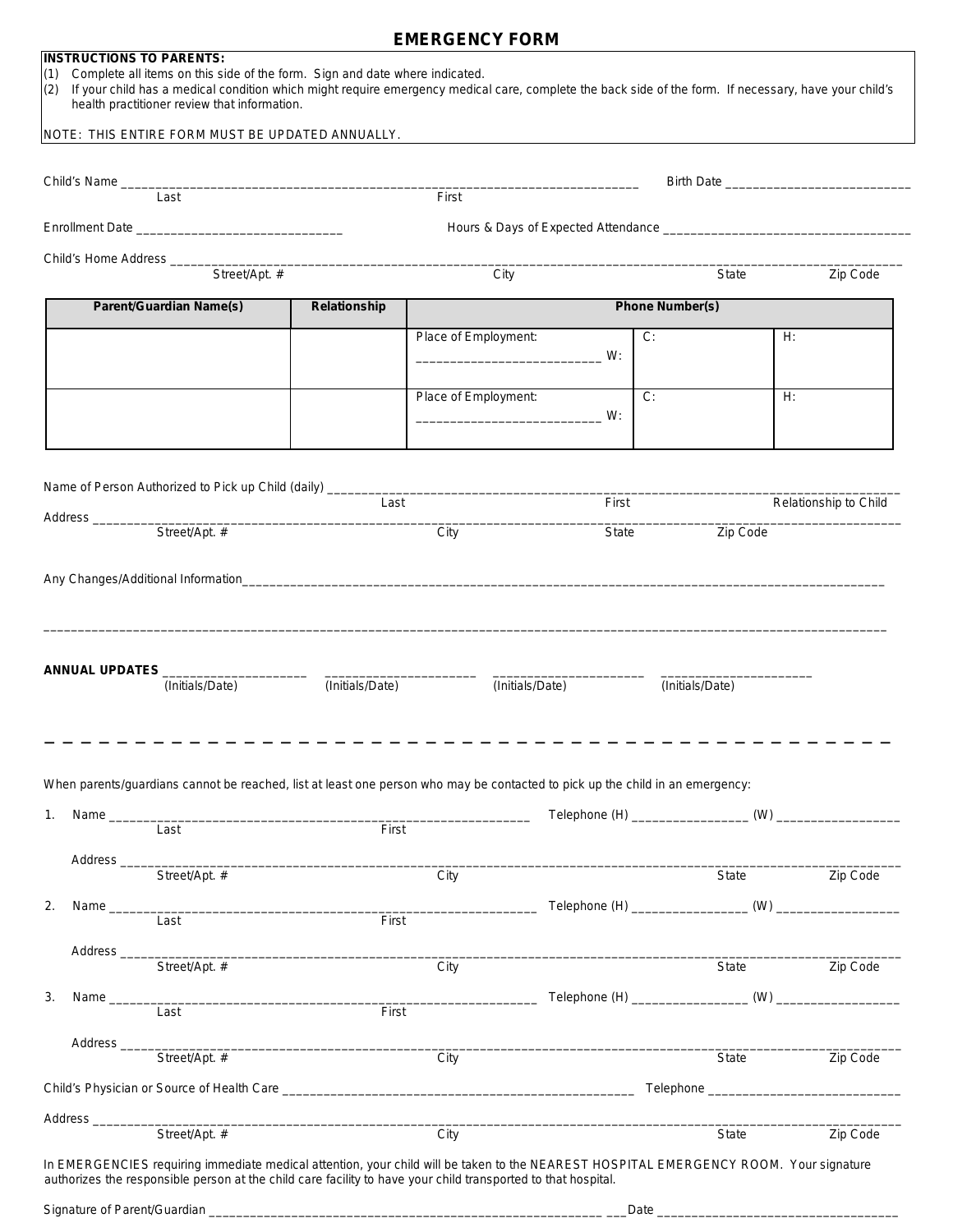# EMERGENCY FORM

**INSTRUCTIONS TO PARENTS:**

(1) Complete all items on this side of the form. Sign and date where indicated.

(2) If your child has a medical condition which might require emergency medical care, complete the back side of the form. If necessary, have your child's health practitioner review that information.

NOTE: THIS ENTIRE FORM MUST BE UPDATED ANNUALLY.

Child's Name ______________________________________________ Birth Date ____________________
Last First

Enrollment Date ____________________ Hours & Days of Expected Attendance ____________________

Child's Home Address ______________________________________________________________
Street/Apt. # City State Zip Code

| Parent/Guardian Name(s) | Relationship | Phone Number(s) | | |
|---|---|---|---|---|
| | | Place of Employment: ____________________ W: | C: | H: |
| | | Place of Employment: ____________________ W: | C: | H: |

Name of Person Authorized to Pick up Child (daily) ______________________________________________
Last First Relationship to Child

Address ______________________________________________________________
Street/Apt. # City State Zip Code

Any Changes/Additional Information______________________________________________

______________________________________________________________

**ANNUAL UPDATES** ____________ ____________ ____________ ____________
(Initials/Date) (Initials/Date) (Initials/Date) (Initials/Date)

---

When parents/guardians cannot be reached, list at least one person who may be contacted to pick up the child in an emergency:

1. Name ______________________________ Telephone (H) ____________ (W) ____________
Last First

Address ______________________________________________________________
Street/Apt. # City State Zip Code

2. Name ______________________________ Telephone (H) ____________ (W) ____________
Last First

Address ______________________________________________________________
Street/Apt. # City State Zip Code

3. Name ______________________________ Telephone (H) ____________ (W) ____________
Last First

Address ______________________________________________________________
Street/Apt. # City State Zip Code

Child's Physician or Source of Health Care ______________________________ Telephone ____________

Address ______________________________________________________________
Street/Apt. # City State Zip Code

In EMERGENCIES requiring immediate medical attention, your child will be taken to the NEAREST HOSPITAL EMERGENCY ROOM. Your signature authorizes the responsible person at the child care facility to have your child transported to that hospital.

Signature of Parent/Guardian ______________________________ Date ____________________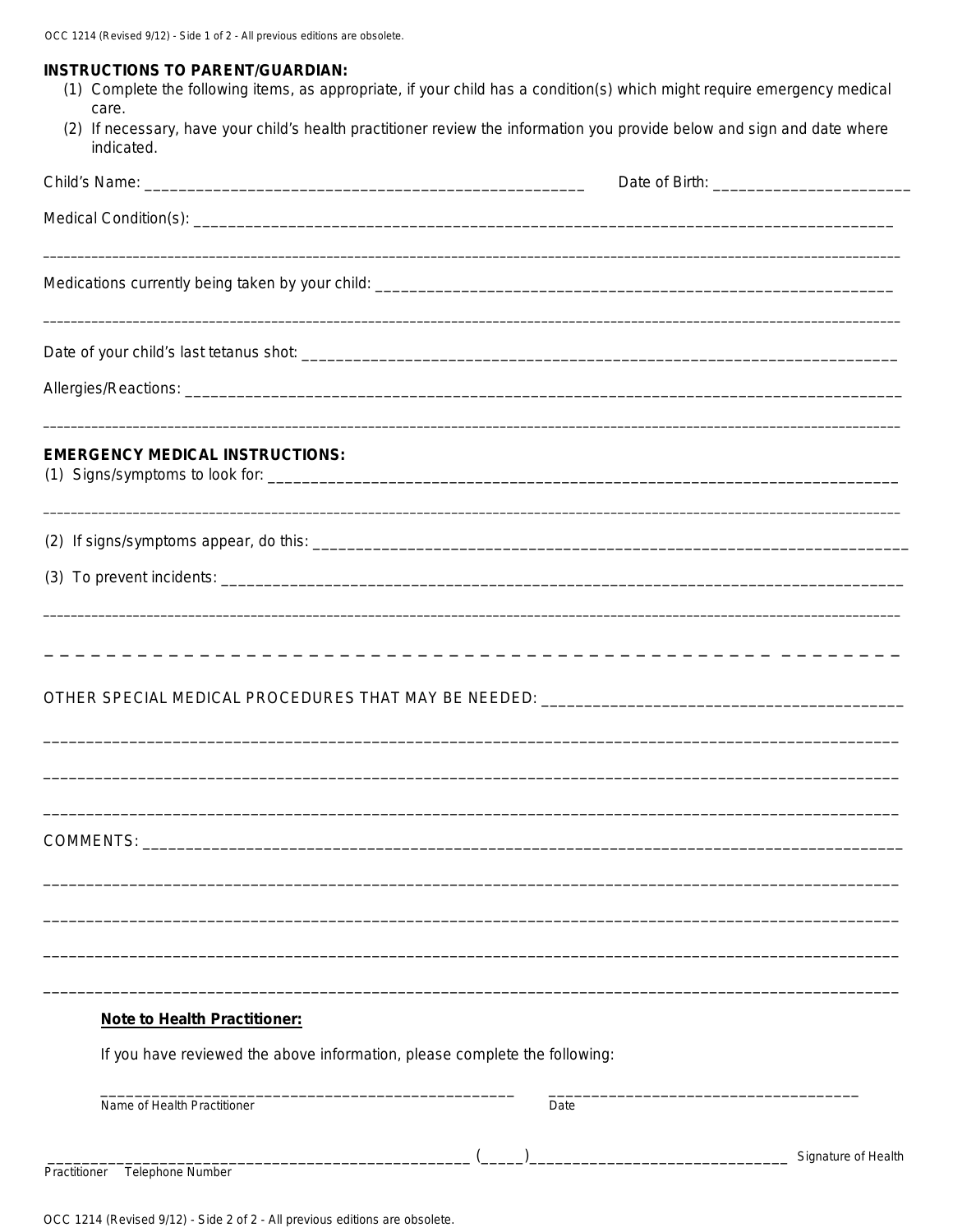**INSTRUCTIONS TO PARENT/GUARDIAN:**

1. Complete the following items, as appropriate, if your child has a condition(s) which might require emergency medical care.
2. If necessary, have your child's health practitioner review the information you provide below and sign and date where indicated.

Child's Name: ___________________________________________________ Date of Birth: _______________________

Medical Condition(s): ___________________________________________________________________________________

_______________________________________________________________________________________________________

Medications currently being taken by your child: ___________________________________________________________

_______________________________________________________________________________________________________

Date of your child's last tetanus shot: ____________________________________________________________________

Allergies/Reactions: ___________________________________________________________________________________

_______________________________________________________________________________________________________

**EMERGENCY MEDICAL INSTRUCTIONS:**

(1) Signs/symptoms to look for: ________________________________________________________________________

_______________________________________________________________________________________________________

(2) If signs/symptoms appear, do this: ___________________________________________________________________

(3) To prevent incidents: _______________________________________________________________________________

_______________________________________________________________________________________________________

_______________________________________________________________________________________________________

OTHER SPECIAL MEDICAL PROCEDURES THAT MAY BE NEEDED: ___________________________________________

_______________________________________________________________________________________________________

_______________________________________________________________________________________________________

_______________________________________________________________________________________________________

COMMENTS: _________________________________________________________________________________________

_______________________________________________________________________________________________________

_______________________________________________________________________________________________________

_______________________________________________________________________________________________________

_______________________________________________________________________________________________________

**Note to Health Practitioner:**

If you have reviewed the above information, please complete the following:

__________________________________________________ ______________________________________

Name of Health Practitioner Date

__________________________________________________ (_____)______________________________

Signature of Health Practitioner Telephone Number